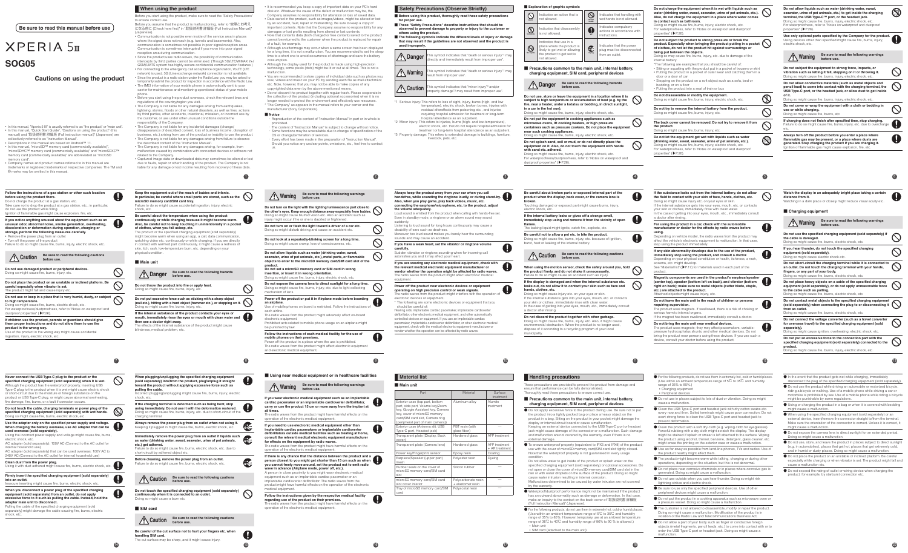**Be sure to read this manual before use**

# XPERIA 5 III

# SOG05

## Cautions on using the product

- In this manual, "Xperia 5 III" is usually referred to as "the product" or "main unit".
- In this manual, "Quick Start Guide", "Cautions on using the product" (this manual) and "取扱説明書 詳細版 (Full Instruction Manual)" (Japanese) are collectively referred to as "Instruction Manual".
- Descriptions in this manual are based on Android™ 11.
- In this manual, "microSD™ memory card (commercially available)", "microSDHC™ memory card (commercially available)" and "microSDXC™ memory card (commercially available)" are abbreviated as "microSD memory card".
- Company names and product names referred to in this manual are trademarks or registered trademarks of respective companies. The TM and ® marks may be omitted in this manual.

## ■ When using the product

Before you start using the product, make sure to read the "Safety Precautions" to ensure correct use.

Before you assume that the product is malfunctioning, refer to "故障とお考えになる前に (Check here first)" in "取扱説明書 詳細版 (Full Instruction Manual)" (Japanese).

- Communication is not possible even inside of the service area in places where the signal does not reach (e.g. tunnels and basements). Also, communication is sometimes not possible in poor signal reception areas. Communication is sometimes interrupted if you move into poor signal reception area during communication.
- Since the product uses radio waves, the possibility of communication intercepts by third parties cannot be eliminated. (Though 5G/LTE/WiMAX 2+/GSM/UMTS system has highly secure confidential communication features.)
- For connecting to the emergency call acceptance organization, VoLTE (LTE network) is used. 3G (Line exchange network) connection is not available.
- Since the product is a radio station under the Radio Law, you may be asked to temporarily submit the product for inspection in accordance with the Radio Law.
- The IMEI information of your mobile phone is automatically sent to your carrier for maintenance and monitoring operational status of your mobile phone.
- Before you start using the product overseas, check the relevant laws and regulations of the country/region you visit.
- The Company is not liable for any damages arising from earthquakes, lightning, storms, floods or other natural disasters, as well as fires, actions by third parties, other accidents, intentional mistakes, or incorrect use by the customer, or use under other unusual conditions outside the responsibility of the Company.
- The Company is not liable for any incidental damages (change/disappearance of described content, loss of business income, disruption of business, etc.) arising from use of the product or inability to use the product.
- The Company is not liable for any damages arising from failure to observe the described content of the "Instruction Manual".
- The Company is not liable for any damages arising, for example, from malfunction caused by combination with connected devices or software not related to the Company.
- Captured image data or downloaded data may sometimes be altered or lost due to faults, repair or other handling of the product. The Company is not liable for any damage or lost income resulting from recovery of these data.
- It is recommended you keep a copy of important data on your PC's hard disk etc. Whatever the cause of the defect or malfunction may be, the Company assumes no responsibility for alteration or loss of saved data.
- Data saved in the product, such as images/videos, might be altered or lost by an accident, fault, repair or mishandling. Be sure to keep a copy of important contents. Note that the Company assume no responsibility for any damages or lost profits resulting from alteration or lost contents.
- Note that contents data (both charged or free content) saved to the product cannot be returned to the customer when the product is replaced for repair of a fault, for example.
- Although an electronage may occur when a scene screen has been displayed for a long time, it is not a malfunction. You are recommended to set the sleep time to a short one to avoid occurrence of afterimage and save the battery consumption.
- Although the display used for the product is made using high-precision technology, some pixels (dots) might be lit or out at all times. This is not a malfunction.
- You are recommended to store copies of individual data such as photos you took, videos and music on your PC by sending each file as mail attachment etc. Note, however, that you may not be able to make copies of any copyrighted data even by the above-mentioned means.
- Do not discard the product together with regular trash. Please cooperate in the collection of the product (including optional accessories) when it is no longer needed to protect the environment and effectively use resources.
- "The Company" as appears in the manual refers to your carrier and the manufacturer (Sony Corporation).

### ■ Notice

Reproduction of the content of "Instruction Manual" in part or in whole is prohibited.

The content of "Instruction Manual" is subject to change without notice. Some functions may be unavailable due to change of specifications of the OS or termination of service.

Every effort has been made in the preparation of "Instruction Manual". Should you notice any unclear points, omissions, etc., feel free to contact us.

## Safety Precautions (Observe Strictly)

- **Before using this product, thoroughly read these safety precautions for proper use.**
- **These "Safety Precautions" describe instructions that should be observed to prevent damage to property or injury to the customer or others using the product.**
- **The following symbols indicate the different levels of injury or damage that may result if the guidelines are not observed and the product is used improperly.**

| | |
|---|---|
| ⚠ Danger | This symbol indicates that "death or serious injury*1 may directly and immediately result from improper use". |
| ⚠ Warning | This symbol indicates that "death or serious injury*1 may result from improper use". |
| ⚠ Caution | This symbol indicates that "minor injury*2 and/or property damage*3 may result from improper use". |

*1 Serious injury: This refers to loss of sight, injury, burns (high- and low-temperature), electric shock, broken bones, injuries with residual aftereffects from poisoning etc., and injuries requiring hospital admission for treatment or long-term hospital attendance as an outpatient.

*2 Minor injury: This refers to injuries, burns (high- and low-temperature), electric shock, etc. that do not require hospital admission for treatment or long-term hospital attendance as an outpatient.

*3 Property damage: This refers to extended damage to buildings, furniture, livestock, pets, etc.

### ■ Explanation of graphic symbols

| | | | |
|---|---|---|---|
| Don't | Indicates an action that is not allowed. | Do not get wet | Indicates that handling with wet hands is not allowed. |
| Don't disassemble | Indicates that disassembly is not allowed. | Do | Indicates compulsory actions in accordance with instructions. |
| Do not use | Indicates that use in a place where the product is likely to get wet or allowing the product to get wet is not allowed. | Unplug | Indicates that the power plug must be disconnected from an outlet. |

### ■ Precautions common to the main unit, internal battery, charging equipment, SIM card, peripheral devices

⚠ **Danger** Be sure to read the following hazards before use.

**Do not use, store or leave the equipment in a location where it is subject to high temperature or accumulation of heat (e.g. by the fire, near a heater, under a kotatsu or bedding, in direct sunlight, in a car in the hot sun).**
Doing so might cause fire, burns, injury, electric shock, etc.

**Do not put the equipment in cooking appliances such as microwave ovens, IH cooking heaters, or high pressure containers such as pressure cookers. Do not place the equipment near such cooking appliances.**
Doing so might cause fire, burns, injury, electric shock, etc.

**Do not splash sand, soil or mud, or do not directly place the equipment on it. Also, do not touch the equipment with hands with sand etc. adhered.**
Doing so might cause fire, burns, injury, electric shock, etc.
For waterproof/dustproof properties, refer to "Notes on waterproof and dustproof properties" (☛P.26).

**Do not charge the equipment when it is wet with liquids such as water (drinking water, sweat, seawater, urine of pet animals, etc.). Also, do not charge the equipment in a place where water comes in contact such as bathroom.**
Doing so might cause fire, burns, injury, electric shock, etc.
For waterproofness, refer to "Notes on waterproof and dustproof properties" (☛P.26).

**Do not subject the product to strong pressure or break the product. Especially when bringing the product putting in a pocket of clothes, do not let the product hit against surroundings or being put between the objects.**
Doing so might cause fire, burns, injury, etc. due to damage of the internal battery.
*The following are examples that you should be careful of:
- Sitting or squatting with the product put in a pocket of trousers or skirt
- Putting the product in a pocket of outer wear and catching them in a door or a door of car
- Stepping on the product on a soft object such as a sofa, bed or bedding, or on a floor
- Putting the product into a seat of train or bus

**Do not disassemble or modify the equipment.**
Doing so might cause fire, burns, injury, electric shock, etc.

**Do not try to remove the internal battery from the product.**
Doing so might cause fire, burns, injury, etc.

**The back cover cannot be removed. Do not try to remove it from the product.**
Doing so might cause fire, burns, injury, etc.

**Do not let the equipment get wet with liquids such as water (drinking water, sweat, seawater, urine of pet animals, etc.).**
Doing so might cause fire, burns, injury, electric shock, etc.
For waterproofness, refer to "Notes on waterproof and dustproof properties" (☛P.26).

**Do not allow liquids such as water (drinking water, sweat, seawater, urine of pet animals, etc.) to get inside the charging terminal, the USB Type-C™ port, or the headset jack.**
Doing so might cause fire, burns, injury, electric shock, etc.
For waterproofness, refer to "Notes on waterproof and dustproof properties" (☛P.26).

**Use only optional parts specified by the Company for the product.**
Using device other than specified might cause fire, burns, injury, electric shock, etc.

⚠ **Warning** Be sure to read the following warnings before use.

**Do not subject the equipment to strong force, impacts, or vibration such as letting it fall, stepping on it or throwing it.**
Doing so might cause fire, burns, injury, electric shock, etc.

**Do not allow conductive materials (such as metal objects and pencil lead) to come into contact with the charging terminal, the USB Type-C port, or the headset jack, or allow dust to get inside of it.**
Doing so might cause fire, burns, injury, electric shock, etc.

**Do not cover or wrap the equipment with a cloth or bedding in use or while charging.**
Doing so might cause fire, burns, etc.

**If charging does not finish after specified time, stop charging.**
Failure to do so might cause fire, burns, injury, etc. due to overcharge etc.

**Always turn off the product before you enter a place where flammable gas may be present, or a place where dusts are generated. Stop charging the product if you are charging it.**
Ignition of flammable gas might cause explosion, fire, etc.

**Follow the instructions of a gas station or other such location before using the product there.**
Do not charge the product at a gas station, etc.
Take care not to drop the product at a gas station, etc.; in particular do not use the product while filling.
Ignition of flammable gas might cause explosion, fire, etc.

**If you notice anything unusual about the equipment such as an unusual odor, abnormal noise, smoke generation, overheating, discoloration or deformation during operation, charging or storage, perform the following measures carefully.**
- Remove the power plug from an outlet
- Turn off the power of the product

Failure to do so might cause fire, burns, injury, electric shock, etc.

⚠ **Caution** Be sure to read the following cautions before use.

**Do not use damaged product or peripheral devices.**
Doing so might cause fire, burns, injury, etc.

**Do not place the product on an unstable or inclined platform. Be careful especially when vibrator is set.**
The product might fall and cause injury etc.

**Do not use or keep in a place that is very humid, dusty, or subject to high temperature.**
Doing so might cause fire, burns, electric shock, etc.
For waterproofness/dustproofness, refer to "Notes on waterproof and dustproof properties" (☛P.26).

**If children use the product, parents or guardians should give them proper instructions and do not allow them to use the product in the wrong way.**
Use of the product in the wrong way might cause accidental ingestion, injury, electric shock, etc.

**Keep the equipment out of the reach of babies and infants. In particular, be careful where small parts are stored, such as the microSD memory card/SIM card tray.**
Failure to do so might cause accidental ingestion, injury, electric shock, etc.

**Be careful about the temperature when using the product continuously or while charging because it might become warm. Also, be careful not to keep touching it unintentionally in a pocket of clothes, when you fall asleep, etc.**
The product or the specified charging equipment (sold separately) might become warm when using an app, a call, data communication, watching video etc. continuously or while charging. If you are directly in contact with warmed part continuously, it might cause a redness of skin, itch, rash, low-temperature burn, etc. depending on your physical condition.

### ■ Main unit

⚠ **Danger** Be sure to read the following hazards before use.

**Do not throw the product into fire or apply heat.**
Doing so might cause fire, burns, injury, etc.

**Do not put excessive force such as sticking with a sharp object (nail etc.), hitting with a hard object (hammer etc.), or stepping on it.**
Doing so might cause fire, burns, injury, etc.

**If the internal substance of the product contacts your eyes or mouth, immediately rinse the eyes or mouth with clean water and then see a doctor right away.**
The effects of the internal substance of the product might cause blindness, medical problem, etc.

⚠ **Warning** Be sure to read the following warnings before use.

**Do not turn on the light with the lighting luminescence part close to the other's eyes. Keep enough distance away especially from babies.**
Doing so might cause blurred vision etc. Also an accident such as injury might occur if he or she is dazzled or frightened.

**Do not turn on or flash the light toward a driver of a car etc.**
Doing so might disturb driving and cause an accident etc.

**Do not look at a repeatedly-blinking screen for a long time.**
Doing so might cause cramp, loss of consciousness, etc.

**Do not allow liquids such as water (drinking water, sweat, seawater, urine of pet animals, etc.), metal parts, or flammable objects to enter to the microSD memory card/SIM card slot of the product.**
**Do not set a microSD memory card or SIM card in wrong insertion, or insert it in wrong orientation.**
Doing so might cause fire, burns, injury, electric shock, etc.

**Do not expose the camera lens to direct sunlight for a long time.**
Doing so might cause fire, burns, injury, etc. due to light-collecting mechanism of lens.

**Power off the product or put it in Airplane mode before boarding an airplane.**
Use of mobile phones on board is restricted. Follow the instructions of each airline.
The radio waves from the product might adversely affect on-board electronic equipment.
Prohibited acts related to mobile phone usage on an airplane might be punished by law.

**Follow the instructions of each medical facility for the use of mobile phones on their premises.**
Power off the product in a place where the use is prohibited.
The radio waves from the product might affect electronic equipment and electronic medical equipment.

**Always keep the product away from your ear when you call handsfree, while sounding the ringtone loudly, or during stand-by. Also, when you play game, play back videos, music, etc. connecting the earphone/microphone, etc. to the product, adjust the volume adequately.**
Loud sound is emitted from the product when calling with hands-free set. Even in standby mode, a ringtone or an alarm sound may sound suddenly.
Listening to loud sound for long hours continuously may cause a disability of ears such as deafness.
Moreover, too loud sound makes you barely hear the surrounding sounds and may cause an accident.

**If you have a weak heart, set the vibrator or ringtone volume carefully.**
Sudden vibration or ringtone sounding when for incoming call astonishes you and it may affect your heart.

**If you are wearing any electronic medical equipment, check with the relevant medical electronic equipment manufacturer or vendor whether the operation might be affected by radio waves.**
The radio waves from the product might affect electronic medical equipment.

**Power off the product near electronic devices or equipment operating on high precision control or weak signals.**
The radio waves from the product might interfere with the operation of electronic devices or equipment.
* The following are some electronic devices or equipment that you should be careful of.
Hearing aids, implantable cardiac pacemaker, implantable cardioverter defibrillator, other electronic medical equipment, and other automatically controlled devices or equipment. If you use an implantable cardiac pacemaker, implantable cardioverter defibrillator or other electronic medical equipment, check with the medical electronic equipment manufacturer or vendor whether the operation can be affected by radio waves.

**Be careful about broken parts or exposed internal part of the product when the display, back cover, or the camera lens is broken.**
Touching damaged or exposed part might cause burns, injury, electric shock, etc.

**If the internal battery leaks or gives off a strange smell, immediately stop using and remove it from the vicinity of open flames.**
The leaking liquid might ignite, catch fire, explode, etc.

**Be careful not to allow a pet etc. to bite the product.**
Doing so might cause fire, burns, injury, etc. because of ignition, burst, heat or leaking of the internal battery.

⚠ **Caution** Be sure to read the following cautions before use.

**When using the motion sensor, check the safety around you, hold the product firmly, and do not shake it unnecessarily.**
Failure to do so might cause an accident such as injury.

**If the display is damaged and when the internal substance etc. leaks out, do not allow it to contact your skin such as face and hands, clothes, etc.**
Doing so might cause injury on your eyes or skin.
If the internal substance gets into your eyes, mouth, etc. or contacts your skin or clothes, immediately rinse with clean water.
In the case of getting into your eyes, mouth, etc., immediately consult a doctor after rinsing.

**Do not discard the product together with other garbage.**
Doing so might cause fire, burns, injury, etc. Also, it might cause environmental destruction. When the product is no longer used, dispose of it according to a recycling program of your local municipality.

**If the substance leaks out from the internal battery, do not allow the fluid to contact with your skin such as face and hands, clothes, etc.**
Doing so might cause injury on your eyes or skin.
If the internal substance gets into your eyes, mouth, etc. or contacts your skin or clothes, immediately rinse with clean water.
In the case of getting into your eyes, mouth, etc., immediately consult a doctor after rinsing.

**For using the product in a car, check with the automobile manufacturer or dealer for the effects by radio waves before using.**
Depending on vehicle model, the radio waves from the product may affect the vehicle's electronic equipment to malfunction. In that case, stop using the product immediately.

**If any skin abnormality develops due to the use of the product, immediately stop using the product, and consult a doctor.**
Depending on your physical constitution or health, itchiness, a rash, eczema, etc. might develop.
See "Material list" (☛P.17) for materials used in each part of the product.

**Magnetic components are used in the product's earpiece/speaker (center top), speaker (bottom left on back), and vibrator (bottom right on back); make sure no metal objects (cutter blade, staple, etc.) are attached to the product.**
Attached objects might cause injury, etc.

**Do not leave the main unit in the reach of children or persons requiring supervision.**
The product uses magnets. If swallowed, there is a risk of choking or serious harm to internal organs.
If the magnet has been swallowed, immediately consult a doctor.

**Do not bring the main unit near medical devices.**
The product uses magnets: they may affect pacemakers, variable-pressure hydrocephalus shunts, and other medical devices. Do not bring the product near persons using these devices. If you use such a device, consult your doctor before using the product.

**Watch the display in an adequately bright place taking a certain distance from it.**
Watching in a dark place or closely might reduce visual acuity etc.

### ■ Charging equipment

⚠ **Warning** Be sure to read the following warnings before use.

**Do not use the specified charging equipment (sold separately) if the cable is damaged.**
Doing so might cause fire, burns, electric shock, etc.

**If you hear thunder, do not touch the specified charging equipment (sold separately).**
Doing so might cause electric shock etc.

**Do not short-circuit the charging terminal while it is connected to an outlet. Do not touch the charging terminal with your hands, fingers, or any part of your body.**
Doing so might cause fire, burns, electric shock, etc.

**Do not place heavy objects on a cable of the specified charging equipment (sold separately), or do not apply unreasonable force to the cable such as pulling.**
Doing so might cause fire, burns, electric shock, etc.

**Do not contact metal objects to the specified charging equipment (sold separately) when connecting its plug to or disconnecting it from an outlet.**
Doing so might cause fire, burns, electric shock, etc.

**Do not connect the voltage converter (such as a travel converter for overseas travel) to the specified charging equipment (sold separately).**
Doing so might cause ignition, overheating, electric shock, etc.

**Do not put an excessive force to the connection part with the specified charging equipment (sold separately) connected to the product.**
Doing so might cause fire, burns, injury, electric shock, etc.

**Never connect the USB Type-C plug to the product or the specified charging equipment (sold separately) when it is wet.**
Although the product has the waterproof property, inserting USB Type-C plug to the product when it is wet might cause electric shock or short-circuit due to the moisture or foreign substance on the product or the USB Type-C plug, or might cause abnormal overheating, fire damage, fire, burns, or a fault in corrosion occurs.

**Do not touch the cable, charging terminals or power plug of the specified charging equipment (sold separately) with wet hands.**
Doing so might cause fire, burns, electric shock, etc.

**Use the adapter only on the specified power supply and voltage. When charging the battery overseas, use AC adapter that can be used overseas (sold separately).**
Using the incorrect power supply and voltage might cause fire, burns, electric shock, etc.
AC adapter (sold separately): 100V AC (Connect to the AC outlet for household use)
AC adapter (sold separately) that can be used overseas: 100V AC to 240V AC (Connect to the AC outlet for internal household use)

**Clean dust from the power plug.**
Using it with dust adhered might cause fire, burns, electric shock, etc.

**Firmly insert the specified charging equipment (sold separately) into an outlet.**
Insecure inserting might cause fire, burns, electric shock, etc.

**When you disconnect a power plug of the specified charging equipment (sold separately) from an outlet, do not apply excessive force to it such as pulling the cable. Instead, hold the adapter main unit to disconnect.**
Pulling the cable of the specified charging equipment (sold separately) might damage the cable causing fire, burns, electric shock, etc.

**When plugging/unplugging the specified charging equipment (sold separately) into/from the product, plug/unplug it straight toward the product without applying excessive force such as pulling the cable.**
Incorrect plugging/unplugging might cause fire, burns, injury, electric shock, etc.

**If the charging terminal is deformed such as being bent, stop using immediately. Do not use it with the deformation restored.**
Doing so might cause fire, burns, injury, etc. due to short-circuit of the charging terminal.

**Always remove the power plug from an outlet when not using it.**
Keeping it plugged in might cause fire, burns, electric shock, etc.

**Immediately remove the power plug from an outlet if liquids such as water (drinking water, sweat, seawater, urine of pet animals, etc.) get adhered.**
Failure to do so might cause fire, burns, electric shock, etc. due to short-circuit by adhered liquids.

**Before cleaning, remove the power plug from an outlet.**
Failure to do so might cause fire, burns, electric shock, etc.

⚠ **Caution** Be sure to read the following cautions before use.

**Do not touch the specified charging equipment (sold separately) continuously when it is connected to an outlet.**
Doing so might cause a burn etc.

### ■ SIM card

⚠ **Caution** Be sure to read the following cautions before use.

**Be careful of the cut surface not to hurt your fingers etc. when handling SIM card.**
The cut surface may be sharp, and it might cause injury.

### ■ Using near medical equipment or in healthcare facilities

⚠ **Warning** Be sure to read the following warnings before use.

**If you wear electronic medical equipment such as an implantable cardiac pacemaker or an implantable cardioverter defibrillator, carry or use the product 15 cm or more away from the implant at all times.**
The radio waves from the product might have harmful effects on the operation of the electronic medical equipment.

**If you need to use electronic medical equipment other than implantable cardiac pacemakers or implantable cardioverter defibrillators outside medical facilities such as treating at home, consult the relevant medical electronic equipment manufacturer for effects on the equipment by radio waves.**
The radio waves from the product might have harmful effects on the operation of the electronic medical equipment.

**If there is any chance that the distance between the product and a person closest to you might get shorter than 15 cm such as when you cannot freely move around, set the product not to emit radio wave in advance (Airplane mode, power off, etc.).**
A person in close proximity to you might wear electronic medical equipment such as an implantable cardiac pacemaker or an implantable cardioverter defibrillator. The radio waves from the product might have harmful effects on the operation of the electronic medical equipment.

**Follow the instructions given by the respective medical facility regarding use of the product on their premises.**
The radio waves from the product might have harmful effects on the operation of the electronic medical equipment.

## Material list

### ■ Main unit

| Part | Material | Surface treatment |
|---|---|---|
| Exterior case (top part, bottom part, side part, Volume key/Zoom key, Google Assistant key, Camera key, nano SIM card/microSD memory card/SIM card slot, Camera ring (peripheral part of main camera)) | Aluminum alloy | Alumite treatment |
| Exterior case (Antenna slit, USB Type-C port, Headset jack) | PBT resin (with glass fiber) | — |
| Transparent plate (Display, Back cover) | Hardened glass | AFP treatment |
| Transparent plate (Camera lens) | Hardened glass | AFP treatment + AR treatment |
| Power key/Fingerprint sensor | Epoxy resin | Coating |
| Earpiece/Speaker (upper part mesh) | Polyester resin | Dyeing |
| Rubber seals on the cover of microSD memory card/SIM card slot | Silicon rubber | — |
| microSD memory card/SIM card slot cover interior | Polycarbonate resin + elastomer resin | — |
| Tray of microSD memory card/SIM card | Polyacetal resin | — |

## Handling precautions

These precautions are provided to prevent the product from damage and ensure that performance can be fully demonstrated.
Thoroughly read these precautions to ensure correct use.

### ■ Precautions common to the main unit, internal battery, charging equipment, SIM card, peripheral devices

- Do not apply excessive force to the product during use. Be sure not to put the product into a tightly-packed bag or place a heavy object on the product in a bag. Sitting on the product in your pocket might damage the display or internal circuit board or cause a malfunction.
Keeping an external device connected to the USB Type-C port or headset jack might cause damage of the connector or a malfunction. Such damage and malfunction are not covered by the warranty, even if there is no external damage.
- To ensure waterproof property (equivalent to IPX5 and IPX8) of the product, use with the cover of microSD memory card/SIM card slot tightly closed. Note that the waterproof property is not guaranteed in every usage condition.
Do not allow water to get inside of the product or splash water on the specified charging equipment (sold separately) or optional accessories. Do not open or close the cover of microSD memory card/SIM card slot in the rain or with water droplets on the surface of the product. Doing so might cause water intrusion resulting in internal corrosion.
Malfunctions determined to be caused by water intrusion are not covered by the warranty.
- Waterproof/dustproof performance might not be maintained if the product has an outward abnormality such as damage or deformation. In that case, make an inquiry to the contact on the back cover of "取扱説明書 詳細版 (Full Instruction Manual)" (Japanese).
- For the following products, do not use them in extremely hot, cold or humid places. (Use within an ambient temperature range of 5℃ to 35℃ and humidity range of 35% to 85%. However, temporary use at an ambient temperature range of 36℃ to 40℃ and humidity range of 86% to 90 % is allowed.)
  - Main unit
  - SIM card (attached to the main unit)
- For the following products, do not use them in extremely hot, cold or humid places. (Use within an ambient temperature range of 5℃ to 35℃ and humidity range of 35% to 85%.)
  - Charging equipment
  - Peripheral devices
- Do not use in places subject to lots of dust or vibration. Doing so might cause a malfunction.
- Clean the USB Type-C port and headset jack with dry cotton swabs etc. every now and then. Soiled terminals might cause poor connection. Do not exert strong force to clean the USB Type-C port and headset jack to prevent deformation.
- Clean the product with a soft dry cloth (e.g. wiping cloth for eyeglasses). Forceful rubbing with a dry cloth might scratch the display. The display might be stained if splash or smear is left attached to the surface. Wiping the product using alcohol, thinner, benzene, detergent, glass cleaner, etc. might erase the printing on the exterior case or cause a malfunction.
- Use as far away as possible from land-line phones, TVs and radios. Use of the product nearby might affect them.
- The product might become warm while talking, charging or during other operations, depending on the situation, but this is not abnormal.
- Do not place near corrosive chemicals or in places where corrosive gas is generated. Doing so might cause a malfunction.
- Do not use outside when you can hear thunder. Doing so might risk lightning strikes and electric shock.
- Be sure to use only the specified peripheral devices. Use of other peripheral devices might cause a malfunction.
- Do not put the product in a cooking apparatus such as microwave oven or a pressure vessel. Doing so might cause a malfunction.
- The customer is not allowed to disassemble, modify or repair the product. Doing so might cause a malfunction. Modification of the product is in violation of the Radio Law and Telecommunications Business Act.
- Do not allow a part of your body such as finger or conductive foreign objects (metal fragments, pencil leads, etc.) to come into contact with or to enter the USB Type-C port or headset jack. Doing so might cause a malfunction.
- In the event that the product gets wet while charging, immediately disconnect the plug of the specified charging equipment (sold separately).
- Do not use the product while driving an automobile or motorized bicycle, riding a bicycle or walking. Use of a mobile phone while driving a car or motorbike is prohibited by law. Use of a mobile phone while riding a bicycle might be punishable by some regulations.
- Using or charging the product in a bag or when it is covered with bedding might cause a malfunction.
- When using the specified charging equipment (sold separately) or an external device, insert/remove the connector straight to/from the terminal. Make sure the orientation of the connector is correct. Unless it is correct, it might cause a malfunction.
- Do not expose the camera lens to direct sunlight for an extended period. Doing so might cause a malfunction.
- Do not use, store, and leave the product in places subject to direct sunlight (e.g. in automobiles), places that get hot, places that get extremely cold, and in humid or dusty places. Doing so might cause a malfunction.
- Do not place the product on an unstable or inclined platform. Be careful especially while charging or when vibrator is set. The product might fall and cause a malfunction etc.
- Do not exceed the rating of outlet or wiring device when charging the product, for example, by starburst connection etc.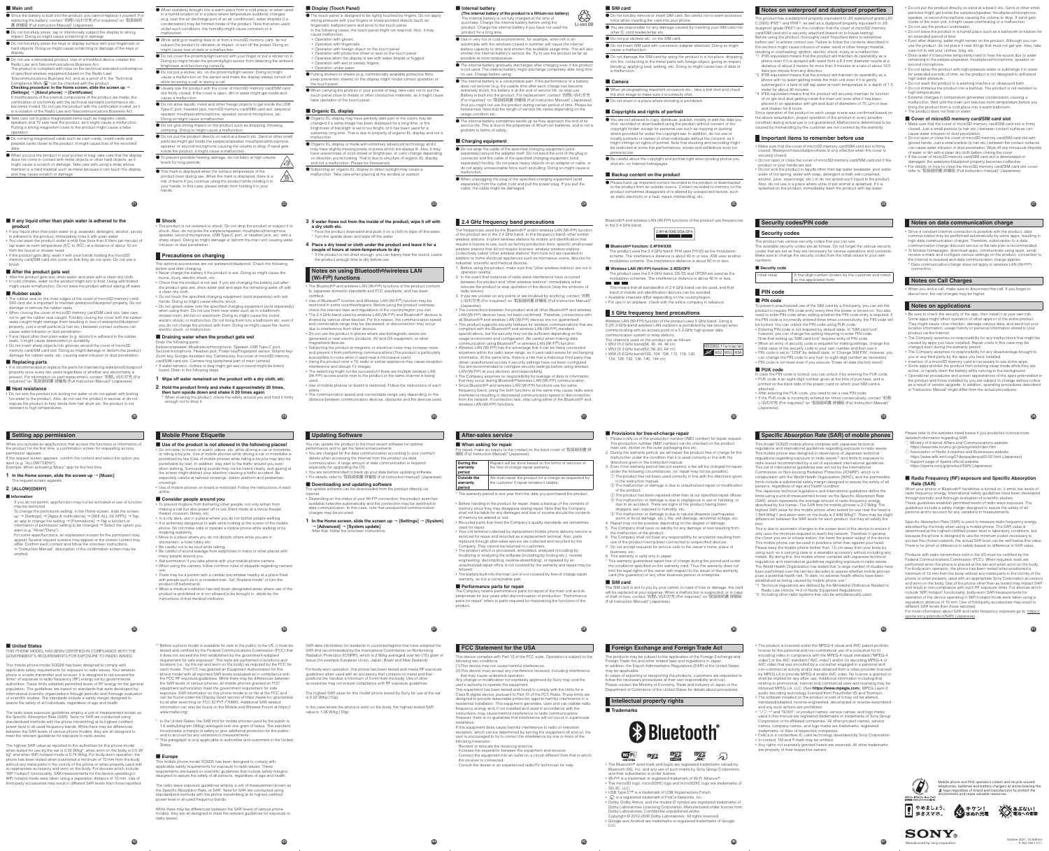## ■ Main unit

- Since the battery is built into the product, you cannot replace it yourself. For replacing the battery, contact "お問い合わせ先 (For inquiries)" on "取扱説明書 詳細版 (Full Instruction Manual)" (Japanese).
- Do not forcefully press, tap or intentionally subject the display to strong impact. Doing so might cause scratching or damage.
- Do not forcefully press the keys or display surface with your fingernails or hard objects. Doing so might cause scratching or damage of the keys or display.
- Do not use a remodeled product. Use of a modified device violates the Radio Law and Telecommunications Business Act.
  The product is compliant with rules on the technical standard conformance of specified wireless equipment based on the Radio Law/ Telecommunications Business Act, and as a proof of it, the "Technical Compliance Mark" can be checked on the product.
  **Checking procedure: In the Home screen, slide the screen up → [Settings] → [About phone] → [Certificates]**
  If modifications of the screws and internal components of the product are made, the certification of conformity with the technical standard conformance etc. becomes invalid. Do not use the product with the certification invalid, as it is a violation of the Radio Law and Telecommunications Business Act.
- Take care not to place magnetized items such as magnetic cards, speakers and TV sets near the product, as it might cause a malfunction. Putting a strong magnetism close to the product might cause a false operation.
- Do not bring magnetized cards such as cash cards, credit cards and prepaid cards closer to the product. It might cause loss of the recorded data.
- When you put the product in your pocket or bag, take care that the display does not come in contact with metal objects or other hard objects, as it might cause a scratch or damage. Take care with using a strap whose member is a hard material such as metal because it can touch the display and may cause scratch or damage.
- When suddenly brought into a warm place from a cold place, or when used in a humid location or in a place where temperature suddenly changes (e.g. near the air discharge port of an air conditioner), water droplets (i.e. condensation) may be formed inside of the product. Note that when used under such conditions, the humidity might cause corrosion or a malfunction.
- While writing or reading data to or from a microSD memory card, do not subject the product to vibration or impact, or turn off the power. Doing so might cause loss of data or a malfunction.
- Do not cover the proximity/light sensor with your finger or put a sticker on it. Doing so might hinder the proximity/light sensor from detecting the ambient brightness and functioning correctly.
- Do not put a sticker, etc. on the proximity/light sensor. Doing so might cause a malfunction on the sensor and make the display always turned off while receiving a call or during a call.
- Usually use the product with the cover of microSD memory card/SIM card slot firmly closed. If the cover is open, dirt or water might get inside and cause a malfunction.
- Do not allow liquids, metal and other foreign objects to get inside the USB Type-C port, headset jack, microSD memory card/SIM card slot, earpiece/ speaker, mouthpiece/microphone, speaker, etc. Doing so might cause a malfunction.
- Do not give strong impact on the product such as dropping, throwing, stomping. Doing so might cause a malfunction.
- Do not put the product directly on sand at a beach etc. Sand or other small particles might get inside the earpiece/speaker, mouthpiece/microphone, speaker, or second microphone causing the volume to drop. If sand gets inside the product, it might cause a malfunction.
- To prevent possible hearing damage, do not listen at high volume levels for long periods.
- The mark is displayed when the surface temperature of the product rises during use. When the mark is displayed, there is a risk of burns if you continue using the product while holding it in your hands. In this case, please refrain from holding it in your hands.

## ■ Display (Touch Panel)

- The touch panel is designed to be lightly touched by fingers. Do not apply strong pressure with your fingers or sharp-pointed objects (such as fingernails, ballpoint pens and pins) to the touch panel.
  In the following cases, the touch panel might not respond. Also, it may cause malfunction.
  - Operation with gloves
  - Operation with fingernails
  - Operation with foreign object on the touch panel
  - Operation with protective sheet or seal on the touch panel
  - Operation when the display is wet with water droplet or fogged
  - Operation with wet or sweaty fingers
  - Operation under water
- Putting stickers or sheets (e.g. commercially available protective films, peep prevention sheets) on the display might hinder correct operation of the touch panel.
- When carrying the product in your pocket or bag, take care not to put the touch panel close to metals or other conductive materials, as it might cause false operation of the touch panel.

## ■ Organic EL display

- Organic EL display may have partially dark part or the colors may be changed if a same image has been displayed for a long time, or the brightness of backlight is set too bright, or it has been used for a extremely long time. That is due to property of organic EL display, and not a malfunction.
- Organic EL display is made with extremely advanced technology and it may have slightly missing pixels or pixels which are always lit. Also, it may have unevenness of color streak or brightness, or color change depending on direction you're looking. That is due to structure of organic EL display and not a malfunction. Please be forewarned.
- Subjecting an organic EL display to direct sunlight may cause a malfunction. Take care when placing at the window or outdoor.

## ■ Internal battery

**(The internal battery of the product is a lithium-ion battery)**
The internal battery is not fully charged at the time of purchase. Charge the internal battery before using the product. Charge the internal battery if you have not used the product for a long time.

Li-ion 00

- Use in very hot or cold environments, for example, when left in an automobile with the windows closed in summer, will cause the internal battery capacity to drop and shorten the available usage time. This will also shorten the internal battery life. Try to use the product as far as possible at room temperature.
- The internal battery gradually discharges after charging even if the product is not used. The internal battery might discharge completely after long time no use. Charge before using.
- The internal battery is a consumable part. If the performance of a battery does not recover (e.g. the usable time after each charge has become extremely short), the battery is at the end of service life, so stop use. Battery is built into the product. For replacement, contact "お問い合わせ先 (For inquiries)" on "取扱説明書 詳細版 (Full Instruction Manual)" (Japanese). And you might not use the product during certain period of time. Please be forewarned. Note that the length of service life varies depending on the usage condition etc.
- The internal battery sometimes swells up as they approach the end of its service life. This is due to the properties of lithium-ion batteries, and is not a problem in terms of safety.

## ■ Charging equipment

- Do not wind the cable of the specified charging equipment (sold separately) around the adapter itself. Do not bend the joint of the plug or connector and the cable of the specified charging equipment (sold separately) forcibly. Do not place heavy objects on an adapter or cable, or do not apply unreasonable force such as pulling. Doing so might cause a malfunction.
- When unplugging the plug of the specified charging equipment (sold separately) from the outlet, hold and pull the power plug. If you pull the cable, the cable might be damaged.

## ■ SIM card

- Do not forcibly remove or insert SIM card. Be careful not to exert excessive force when inserting the card into your phone.
- You are responsible for any damage caused by inserting your SIM card into other IC card reader/writer etc.
- Do not put stickers etc. on the SIM card.
- Do not insert SIM card with conversion adapter attached. Doing so might cause a malfunction.
- Do not damage the SIM card by using the product in a hot place, dropping into fire, contacting to the metal parts with foreign object, giving an impact, bending, applying load, wetting, etc. Doing so might cause loss of data or a malfunction.

## ■ Camera

- When photographing important occasions etc., take a trial shot and check the shot image to make sure it is correctly shot.
- Do not shoot in a place where shooting is prohibited.

## ■ Copyrights and rights of portrait

- You are not allowed to copy, distribute, publish, modify or edit the data you shot, recorded or downloaded using the product without consent of the copyright holder, except for personal use such as copying or quoting where provided for under the copyright law. In addition, do not use or modify portraits or names of other individuals without the consent, as it might infringe on rights of portrait. Note that shooting and recording might be restricted at some live performances, shows and exhibitions even for personal use.
- Be careful about the copyright and portrait right when posting photos you shot etc. on Internet homepages.

## ■ Backup content on the product

- Please back up important content recorded to the product or downloaded to the product from an outside source. Content recorded to memory on the product sometimes disappears or is altered by unexpected factors, such as static electricity or a fault, repair, mishandling, etc.

## Notes on waterproof and dustproof properties

The product has a waterproof property equivalent to JIS waterproof grade (JIS C 0920) IPX5[*1] and IPX8[*2], as well as a dustproof property equivalent to JIS dustproof grade IP6X[*3] on the condition that the cover of microSD memory card/SIM card slot is securely attached (based on in-house testing).
Before using the product, thoroughly read "Important items to remember before use" to ensure correct use. Failure to follow the contents described in the sections might cause intrusion of water, sand or other foreign material, resulting in overheating, ignition, electric shock, injury or a malfunction.

*1 IPX5 equivalent means that the product will maintain its operability as a phone even if it is sprayed with water from a 6.3 mm diameter nozzle at a distance of about 3 meters for more than 3 minutes at a rate of about 12.5 liters per minute from any direction.
*2 IPX8 equivalent means that the product will maintain its operability as a phone with no water getting inside the main unit even if it is gently submerged in a tank of still tap water at room temperature to a depth of 1.5 meter for about 30 minutes.
*3 IP6X equivalent means that the product will securely maintain its function of no grit and dust getting inside the main unit even after it has been placed in an apparatus with grit and dust of diameters of 75 μm or less and shaken for 8 hours.

Since operation of the product in each usage scene was confirmed based on the above assumption, proper operation of the product in every possible condition during actual use is not guaranteed. Malfunctions detected to be caused by mishandling by the customer are not covered by the warranty.

## Important items to remember before use

- Make sure that the cover of microSD memory card/SIM card slot is firmly closed. Waterproof/dustproof properties is only effective when the cover is securely closed.
- Do not open or close the cover of microSD memory card/SIM card slot if the product or your hands are wet.
- Do not soak the product in liquids other than tap water (seawater, pool water, water of hot spring, water with soap, detergent or bath salt contained, alcohol, juice, seasonings, etc.) or do not splash such liquid to the product. Also, do not use in a place where urine of pet animal is splashed. If it is splashed on the product, immediately wash the product with tap water.
- Do not put the product directly on sand at a beach etc. Sand or other small particles might get inside the earpiece/speaker, mouthpiece/microphone, speaker, or second microphone causing the volume to drop. If sand gets inside of the main unit, it might cause heat generation or malfunction.
- Do not use the product underwater.
- Do not leave the product in a humid place such as a bathroom or kitchen for an extended period of time.
- Even after draining, water might remain on the product. Although you can use the product, do not place it near things that must not get wet. Also, take care not to wet your clothes, bags, etc.
- Drain water if it becomes temporarily hard to hear the sound due to water remaining in the earpiece/speaker, mouthpiece/microphone, speaker or second microphone.
- Do not spray the product with high-pressure water or submerge it in water for extended periods of time, as the product is not designed to withstand high water pressure.
- Do not wash the product in a washing machine or ultrasound bath.
- Do not immerse the product into a bathtub. The product is not resistant to high temperatures.
- Extreme changes in temperature generates condensation causing a malfunction. Wait until the main unit reaches room temperature before you bring the product from a cold place into a warm bathroom.
- The product does not float on water.

## ■ Cover of microSD memory card/SIM card slot

- Make sure that the cover of microSD memory card/SIM card slot is firmly closed. Just a small particle (a hair etc.) between contact surfaces can cause water intrusion or dust penetration.
- Do not open or close the cover of microSD memory card/SIM card slot with gloved hands. Just a small particle (a hair etc.) between contact surfaces can cause water intrusion or dust penetration. Wipe off any minuscule droplets of water or dirt with a clean dry cloth before closing the cover.
- If the cover of microSD memory card/SIM card slot is deteriorated or damaged, the waterproof/dustproof properties are lost.
- For details on how to close the microSD memory card/SIM card slot cover, refer to "取扱説明書 詳細版 (Full Instruction Manual)" (Japanese).

## ■ If any liquid other than plain water is adhered to the product

- If any liquid other than plain water (e.g. seawater, detergent, alcohol, juices) is adhered to the product, immediately rinse it with plain water.
- You can wash the product under a mild flow (less than 6 liters per minute) of tap water at room temperature (5°C to 35°C) at a distance of about 10 cm from the faucet or shower head.
- If the product gets dirty, wash it with your hands holding the microSD memory card/SIM card slot cover so that they do not open. Do not use a brush.

## ■ After the product gets wet

- After the product gets wet, drain water, and wipe with a clean dry cloth.
- In cold climates, water on the product might turn to frost. Using with frosted might cause a malfunction. Do not leave the product without wiping off water.

## ■ Rubber seals

- The rubber seal on the inner edges of the cover of microSD memory card/ SIM card slot is important to maintain waterproof/dustproof property. Do not damage or remove the rubber seals.
- When closing the cover of microSD memory card/SIM card slot, take care not to get the rubber seal caught. Forcibly closing the cover with the rubber seals caught might damage the rubber seals and the product might not seal properly. Just a small particle (a hair etc.) between contact surfaces can cause water intrusion or dust penetration.
- If any liquid other than plain water (e.g. alcohol) is adhered to the rubber seals, it might cause deterioration in durability.
- Do not insert sharp objects into grooves around the cover of microSD memory card/SIM card slot. Doing so might damage or deform the product, damage the rubber seals, etc. causing water intrusion or dust penetration.

## ■ Replacing parts

- It is recommended to replace the parts for maintaining waterproof/dustproof property once every two years regardless of whether any abnormality is present. For information on part replacement, contact "お問い合わせ先 (For inquiries)" on "取扱説明書 詳細版 (Full Instruction Manual)" (Japanese).

## ■ Heat resistance

- Do not sink the product into boiling hot water or do not splash with boiling hot water to the product. Also, do not use the product in sauna or do not expose the product to fiery winds from hair dryer etc. the product is not resistant to high temperatures.

## ■ Shock

- The product is not resistant to shock. Do not drop the product or subject it to shock. Also, do not poke the earpiece/speaker, mouthpiece/microphone, speaker, second microphone, USB Type-C port, or headset jack, etc. with a sharp object. Doing so might damage or deform the main unit causing water intrusion or dust penetration.

## Precautions on charging

The optional accessories are not waterproof/dustproof. Check the following before and after charging.

- Never charge the battery if the product is wet. Doing so might cause fire, burns, injury, electric shock, etc.
- Check that the product is not wet. If you are charging the battery just after the product gets wet, drain water well and wipe the remaining water off with a clean dry cloth.
- Do not touch the specified charging equipment (sold separately) with wet hands. Doing so might cause electric shock.
- Do not splash water over the specified charging equipment (sold separately) when using them. Do not use them near water such as in a bathroom, shower room, kitchen or washroom. Doing so might cause fire, burns, electric shock, injury or a malfunction. Do not bring them into a bathroom etc. even if you do not charge the product with them. Doing so might cause fire, burns, electric shock, or a malfunction.

## Draining water when the product gets wet

Drain the following parts:
Earpiece/speaker, Mouthpiece/microphone, Speaker, USB Type-C port, Second microphone, Headset jack, Power key/Fingerprint sensor, Volume key/ Zoom key, Google Assistant key, Camera key, the cover of microSD memory card/SIM card slot, Camera ring (peripheral part of main camera)

- If water remains, clothes or bag might get wet or sound might be barely heard. Drain in the following steps.

**1 Wipe off water remained on the product with a dry cloth, etc.**

**2 Hold the product firmly and shake it approximately 20 times, then turn upside down and shake it 20 times again**

- When shaking the product, check the safety around you and hold it firmly enough not to drop it.

**3 If water flows out from the inside of the product, wipe it off with a dry cloth, etc.**

- Face the product downward and push it on a cloth to wipe off the water.
- Turn the upside down and wipe off the water.

**4 Place a dry towel or cloth under the product and leave it for a couple of hours at room temperature to dry**

- If the product is not dried enough, you can barely hear the sound. Leave the product enough time to dry before use.

## Notes on using Bluetooth® wireless LAN (Wi-Fi®) functions

- The Bluetooth® and wireless LAN (Wi-Fi®) function of the product conform to Japanese domestic standards and FCC standards, and has been certified.
- Use of Bluetooth® function and Wireless LAN (Wi-Fi®) function may be restricted in some countries/regions. Before using the product overseas, check the relevant laws and regulations of the country/region you visit.
- The 2.4 GHz band used by wireless LAN (Wi-Fi®) and Bluetooth® devices is shared by various other devices. For this reason, the communication speed and connectable range may be decreased, or disconnection may occur, due to interference from other devices.
- Do not use the product in places where electromagnetic waves are generated or near electric products, AV and OA equipment, or other magnetized devices.
- Subjecting the product to magnetic or electrical noise may increase noise and prevent it from performing communications (The product is particularly susceptible to noise when it used near a microwave oven).
- Using the product near a TV, radio or similar appliance may cause reception interference and disrupt TV images.
- The searching might not be successful if there are multiple wireless LAN (Wi-Fi®) access points near to the product or the same channel is being used.
- Use of mobile phones on board is restricted. Follow the instructions of each airline.
- The communication speed and connectable range vary depending on the distance between communication devices, obstacles and the devices used.

## ■ 2.4 GHz frequency band precautions

The frequencies used by the Bluetooth® and/or wireless LAN (Wi-Fi®) function of the product are in the 2.4 GHz band. In this frequency band, other similar wireless stations, in-plant wireless stations for mobile unit identification that require a license to use, such as production lines, specific small power wireless stations that do not require licenses, amateur wireless stations (collectively called "other wireless stations" from here on) are operated in addition to home electrical appliances such as microwave ovens, devices for industrial, scientific and medical devices.

1. Before using the product, make sure that "other wireless stations" are not in operation nearby.
2. In the event that instances of radio wave interference have occurred between the product and "other wireless stations", immediately either relocate the product or stop operation of the device (stop the emission of radio waves).
3. If you are unclear on any points or are troubled by anything, contact "お問い合わせ先 (For inquiries)" on "取扱説明書 詳細版 (Full Instruction Manual)" (Japanese).

- The connections between the product and all other Bluetooth® and wireless LAN (Wi-Fi®) devices have not been confirmed. Therefore, connections with all Bluetooth® and wireless LAN (Wi-Fi®) devices are not guaranteed.
- This product supports security features for wireless communications that are compliant with the Bluetooth® and wireless LAN (Wi-Fi®) standard specification, but the security may not be sufficient depending on the usage environment and configuration. Be careful when making data communication using Bluetooth® or wireless LAN (Wi-Fi®) function.
- Wireless LAN (Wi-Fi®) has the advantage that it can be freely connected anywhere within the radio wave range, as it uses radio waves for exchanging information. At the same time, there is a risk that a malicious third party may obtain unauthorized access if security settings have not been configured. You are recommended to configure security settings before using wireless LAN (Wi-Fi®) at your decision and responsibility.
- The Company assumes no responsibility for leakage of data or information that may occur during Bluetooth®/wireless LAN (Wi-Fi®) communication.
- Since Bluetooth® and wireless LAN (Wi-Fi®) functions use the same frequency band, using both functions at the same may cause radio wave interference resulting in decreased communication speed or disconnection from the network. If connection fails, stop using either of the Bluetooth® and wireless LAN (Wi-Fi®) functions.

Bluetooth® and wireless LAN (Wi-Fi®) functions of the product use frequencies in the 2.4 GHz band.

2.4FH4/XX8/DS4/OF4

### ■ Bluetooth® function: 2.4FH4/XX8

The product uses the 2.4 GHz band. FH4 uses FH-SS as the modulation scheme. The interference distance is about 40 m or less. XX8 uses another modulation scheme. The interference distance is about 80 m or less.

### ■ Wireless LAN (Wi-Fi®) function: 2.4DS/OF4

The product uses the 2.4 GHz band. DS-SS and OFDM are used as the modulation schemes. The interference distance is about 40 m or less.

This means that all bandwidths of 2.4 GHz band can be used, and that band of mobile unit identification devices can be avoided.

- Available channels differ depending on the country/region.
- For use in an airplane, check with the airline company in advance.

## ■ 5 GHz frequency band precautions

Wireless LAN (Wi-Fi®) function of the product uses 5 GHz band. Using a 5.25-5.35GHz band wireless LAN outdoors is prohibited by law (except when communicating with an access point of a 5.2GHz high-power data communication system or relay station).
The channels used on the product are as follows:

- W52 (5.2 GHz band/36, 40, 44, 48 ch)
- W53 (5.3 GHz band/52, 56, 60, 64 ch)
- W56 (5.6 GHz band/100, 104, 108, 112, 116, 120, 124, 128, 132, 136, 140, 144 ch)

IEEE802.11a/n/ac/ax
W52 W53 W56

## ■ When asking for repair

For repair make an inquiry to the contact on the back cover of "取扱説明書 詳細版 (Full Instruction Manual)" (Japanese).

| | |
|---|---|
| During the warranty period | Repairs will be done based on the terms of services of the free-of-charge repair warranty. |
| Outside the warranty period | We shall repair the product for a charge as requested by the customer if repair renders it usable. |

* The warranty period is one year from the date you purchased the product.

- Before handing in the product for repair, make a backup of the contents of memory since they may disappear during repair. Note that the Company shall not be liable for any damages and loss of income should the contents of memory be altered or lost.
- Recycled parts that meet the Company's quality standards are sometimes used for repair.
- Your old terminal collected by replacement mobile phone delivery service is serviced for reuse and recycled as a replacement terminal. Also, parts replaced through after-sales service are collected and recycled by the Company. They cannot be returned to customer.
- The product which is processed, remodeled, analyzed (including by modifying or analyzing the software (including by rooting etc.), reverse engineering, decompiling, reverse-assembling), or repaired by an unauthorized repair store is not covered by the warranty and repair may be refused.
- The battery built-into the main unit is not covered by free-of-charge repair warranty, as it is a consumable part.

## ■ Performance parts for repair

The Company retains performance parts for repair of the main unit and its peripherals for four years after discontinuation of production. "Performance parts for repair" refers to parts required for maintaining the functions of the product.

## ■ Provisions for free-of-charge repair

1. Please notify us of the production number (IMEI number) for repair request. The production number (IMEI number) can be checked on the product main unit, sticker on the outer packaging box etc.
2. During the warranty period, we will repair the product free of charge for the malfunction under the condition that it is used correctly in line with the directions given in the instruction manual.
3. Even if the warranty period has not expired, a fee will be charged for repair under the following circumstances. (or, repair may not be possible)
   ① The product has not been used correctly in line with the directions given in the instruction manual.
   ② The malfunction or damage is due to unauthorized repair or modification of the product.
   ③ The product has been repaired other than at our specified repair offices.
   ④ The malfunction or damage is due to negligence in use or handling, or due to an accident. There are signs of the product having been dropped, wet, exposed to humidity, etc.
   ⑤ The malfunction or damage is due to natural disasters (earthquakes, storm or flood damage, etc.), fire, salt damage, abnormal voltage, etc.
4. Repair may not be possible depending on the degree of damage.
5. The Company shall have no liability for any damage or loss resulting from the malfunction of the product.
6. The Company shall not bear any responsibility for accidents resulting from use of the product having been connected to unspecified devices.
7. Do not accept requests for service calls to the owner's home, place of business, etc.
8. This warranty is valid only in Japan.

* This warranty guarantees repair free of charge during the period and under the conditions specified on this warranty card. Thus the warranty does not limit the legal rights of the owner with respect to the issuer of this warranty card (the guarantor) or any other business person or company.

## ■ SIM card

The SIM card is lent to you by your carrier. In case of loss or damage, the card will be replaced at your expense. When a malfunction is suspected, or in case of theft or loss, contact "お問い合わせ先 (For inquiries)" on "取扱説明書 詳細版 (Full Instruction Manual)" (Japanese).

## Security codes/PIN code

## Security codes

The product has various security codes that you can use.
The available security codes are as follows. Do not forget the security codes that you set as they are necessary for various operations and contracts. Make sure to change the security codes from the initial values to your own numbers.

### ■ Security code

| | |
|---|---|
| Initial value | A four-digit number chosen by the customer and noted on the application form |

## ■ PIN code

### ■ PIN code

To prevent unauthorized use of the SIM card by a third party, you can set the product to require PIN code entry every time the power is turned on. You also need to enter PIN code when setting whether the PIN code entry is required. If the PIN code is incorrectly entered three times consecutively, the PIN code will be locked. You can unlock the PIN code using PUK code.

- Entering PIN code is not required by default state. In "SIM card lock", however, you can change the setting required to enter PIN code.
- Note that setting up "SIM card lock" requires entry of PIN code.
- When entry of security code is required for making settings, change the initial value of the security code to your own number and then use it.
- PIN code is set to "1234" by default state. In "Change SIM PIN", however, you can change the PIN code to any four to eight-digit number as necessary.
- PIN code is not reset even if you execute "Erase all data (factory reset)".

### ■ PUK code

In case the PIN code is locked, you can unlock it by entering the PUK code.

- PUK code is an eight-digit number given at the time of purchase, and is printed on the back side of the plastic card on which your SIM card is attached.
- After entering the PUK code, you need to set a new PIN code.
- If the PUK code is incorrectly entered ten times consecutively, contact "お問い合わせ先 (For inquiries)" on "取扱説明書 詳細版 (Full Instruction Manual)" (Japanese).

## Notes on data communication charge

- Since a constant Internet connection is possible with the product, data communication may be performed automatically by some apps, resulting in high data communication charges. Therefore, subscription to a data communication charge discount service or flat rate plan is recommended.
- To browse homepages, download apps, communicate using apps, send/ receive e-mails and configure various settings on the product, connection to the Internet is required and data communication charges apply.
  * Data communication charge does not apply to wireless LAN (Wi-Fi®) connection.

## Notes on Call Charges

- When you end a call, make sure to disconnect the call. If you forget to disconnect, the call charges may be higher.

## Notes on applications

- Be sure to check the security of the app, then install it at your own risk. Some apps might affect operation of other apps or of the entire product. They might cause virus infection, damage various data, and send out your location information, usage history or personal information stored in your product via the Internet.
- The Company assumes no responsibility for any malfunctions that might be caused by apps you have installed. Repair costs in this case may be charged even during the warranty period.
- The Company assumes no responsibility for any disadvantage brought to you or any third party by the apps you have installed.
- Insertion of a microSD memory card is necessary to use some apps.
- Some apps prohibit the product from entering sleep mode while they are active, or rapidly drain the battery while running in the background.
- Operational procedures and screen appearances of the apps preinstalled in the product and those installed by you are subject to change without notice as a result of version upgrade. In addition, operating procedures described in "Instruction Manual" might differ from the actual procedures.

## Setting app permission

When you activate an app/function that access the functions or information of the product for the first time, a confirmation screen for requesting access permission appears.
If the request screen appears, confirm the content and select the option you want (e.g. "ALLOW"/"DENY").
Example: When activating "Music" app for the first time

**1 In the Home screen, slide the screen up → [Music]**
The request screen appears.

**2 [ALLOW]/[DENY]**

### ■ Information

- If you do not permit, app/function may not be activated or use of function may be restricted.
- To change the permission setting, in the Home screen, slide the screen up → [Settings] → [Apps & notifications] → [SEE ALL XX APPS] → Tap an app to change the setting → [Permissions] → Tap a function or information of permission setting to be changed → Select the option you want (e.g. "Allow"/"Deny").
- For some apps/functions, an explanation screen for the permission may appear. Several request screens may appear or the screen content may differ. Confirm each content and follow the onscreen instructions.
- In "Instruction Manual", description of the confirmation screen may be omitted.

## Mobile Phone Etiquette

### ■ Use of the product is not allowed in the following places!

- Do not listen to music or watch videos, etc. while driving a car or motorbike, or riding a bicycle. Use of mobile phones while driving a car or motorbike is prohibited by law. Use of mobile phones while riding a bicycle may also be punishable by law). In addition, stay alert to the traffic around you even when walking. Surrounding sounds may not be heard clearly, and gazing at the screen might distract your attention causing a traffic accident. Be especially careful at railroad crossings, station platforms and pedestrian crossings.
- Use of mobile phones on board is restricted. Follow the instructions of each airline.

### ■ Consider people around you

- To prevent ringtone from bothering other people, not only refrain from making a call but also power off or use Silent mode at a movie theater, theater, museum, library, etc.
- In a city area, use in a place where you do not bother people walking.
- It is extremely dangerous to walk while looking at the screen of the mobile phone. Do not make calls or operate a mobile phone while walking or by stopping suddenly.
- Move to a place where you do not disturb others while you are in drinkeraien, a hotel lobby etc.
- Be careful not to be loud while talking.
- Be careful of sound leakage from earphones in trains or other places with many people around you.
- Ask permission if you take photos with your mobile phone camera.
- When using the camera, follow common rules of etiquette regarding camera use.
- There may be a person with a cardiac pacemaker nearby at a place filled with people such as in a crowded train. Set "Airplane mode" or turn the product off beforehand.
- When a medical institution has laid down designated areas where use of the product is prohibited or is not allowed to be brought in, abide by the instructions of that medical institution.

## Updating Software

You can update the product to the most recent software for optimal performance and to get the latest enhancements.

- You are charged for the data communication according to your contract details when accessing the Internet from the product via data communication. A large amount of data communication is required especially for upgrading the OS.
- You are recommended to back up your data before updating software.
- For details, refer to "取扱説明書 詳細版 (Full Instruction Manual)" (Japanese).

### ■ Downloading and updating software

The update software can be downloaded from the product directly via Internet.

- Depending on the status of your Wi-Fi® connection, the product searches available networks automatically and the connection may be switched to data communication. In this case, note that unexpected communication charges may be incurred.

**1 In the Home screen, slide the screen up → [Settings] → [System] → [Advanced] → [System update]**
After that, follow the onscreen instructions.

## Specific Absorption Rate (SAR) of mobile phones

This mobile SOG05 mobile phone complies with Japanese technical regulations and international guidelines regarding exposure to radio waves. This mobile phone was designed in observance of Japanese technical regulations regarding exposure to radio waves[*1] and limits to exposure to radio waves recommended by a set of equivalent international guidelines. This set of international guidelines was set out by the International Commission on Non-Ionizing Radiation Protection (ICNIRP), which is in collaboration with the World Health Organization (WHO), and the permissible limits include a substantial safety margin designed to assure the safety of all persons, regardless of age and health condition.
The Japanese technical regulations and international guidelines define the limits using a unit of measurement known as the Specific Absorption Rate (SAR), which represents the average amount of radio frequency energy absorbed by the human. The SAR limit for mobile phones is 2.0 W/kg. The highest SAR value for this mobile phone when tested for use near the head is 1.644 W/kg[*2] and when worn on the body is 0.548 W/kg[*2]. There may be slight differences between the SAR levels for each product, but they all satisfy the limit.
This is due to automatic changes to the power level of the device to ensure it only uses the minimum required to reach the network. Therefore in general, the closer you are to a base station, the lower the power output of the device. This mobile phone can be used in positions other than against your head. Please keep the mobile phone further than 1.5 cm away from your body by using such as a carrying case or a wearable accessory without including any metals. By doing this, this mobile phone complies with Japanese technical regulations and international guidelines regarding exposure to radio waves. The World Health Organization has stated that "a large number of studies have been performed over the last two decades to assess whether mobile phones pose a potential health risk. To date, no adverse health effects have been established as being caused by mobile phone use."

*1 Technical regulations are defined by the Ministerial Ordinance Related to Radio Law (Article 14-2 of Radio Equipment Regulations).
*2 Including other radio systems that can be simultaneously used.

Please refer to the websites listed below if you would like to know more detailed information regarding SAR.

○ Ministry of Internal Affairs and Communications website: https://www.tele.soumu.go.jp/j/sys/ele/index.htm
○ Association of Radio Industries and Businesses website: https://www.arib-emf.org/01denpa/denpa02-02.html (Japanese)
○ Support page of Sony official website: https://xperia.sony.jp/product/SAR/ (Japanese)

### ■ Radio Frequency (RF) exposure and Specific Absorption Rate (SAR)

When your phone or Bluetooth® handsfree is turned on, it emits low levels of radio frequency energy. International safety guidelines have been developed through periodic and thorough evaluation of scientific studies.
These guidelines establish permitted levels of radio wave exposure. The guidelines include a safety margin designed to assure the safety of all persons and to account for any variations in measurements.

Specific Absorption Rate (SAR) is used to measure radio frequency energy absorbed by the body when using a mobile phone. The SAR value is determined at the highest certified power level in laboratory conditions, but because the phone is designed to use the minimum power necessary to access the chosen network, the actual SAR level can be well below this value. There is no proof of difference in safety based on difference in SAR value.

Products with radio transmitters sold in the US must be certified by the Federal Communications Commission (FCC). When required, tests are performed when the phone is placed at the ear and when worn on the body. For body-worn operation, the phone has been tested when positioned a minimum of 10 mm from the body without any metal parts in the vicinity of the phone or when properly used with an appropriate Sony Corporation accessory and worn on the body. Use of the phone other than as tested may impact SAR and result in non-compliance with such RF exposure limits. For devices which include "WiFi hotspot" functionality, body-worn SAR measurements for operation of the device operating in WiFi hotspot mode were taken using a separation distance of 10 mm. Use of third-party accessories may result in different SAR levels than those reported.
For more information about SAR and radio frequency exposure go to: https://xperia.sony.jp/product/SAR/ (Japanese)

## ■ United States

THIS PHONE MODEL HAS BEEN CERTIFIED IN COMPLIANCE WITH THE GOVERNMENT'S REQUIREMENTS FOR EXPOSURE TO RADIO WAVES.

This mobile phone model SOG05 has been designed to comply with applicable safety requirements for exposure to radio waves. Your wireless phone is a radio transmitter and receiver. It is designed to not exceed the limits* of exposure to radio frequency (RF) energy set by governmental authorities. These limits establish permitted levels of RF energy for the general population. The guidelines are based on standards that were developed by international scientific organizations through periodic and thorough evaluation of scientific studies. The standards include a safety margin designed to assure the safety of all individuals, regardless of age and health condition.

The radio wave exposure guidelines employ a unit of measurement known as the Specific Absorption Rate (SAR). Tests for SAR are conducted using standardized methods with the phone transmitting at its highest certified power level in all used frequency bands. While there may be differences between the SAR levels of various phone models, they are all designed to meet the relevant guidelines for exposure to radio waves.

The highest SAR value as reported to the authorities for this phone model when tested for use by the ear is 0.55 W/kg*, when worn on the body is 0.5 W/kg* and when WiFi hotspot mode is 0.74 W/kg. For body-worn operation, the phone has been tested when positioned a minimum of 10 mm from the body without any metal parts in the vicinity of the phone or when properly used with an appropriate accessory and worn on the body. For devices which include "WiFi hotspot" functionality, SAR measurements for the device operating in WiFi hotspot mode were taken using a separation distance of 10 mm. Use of third-party accessories may result in different SAR levels than those reported.

** Before a phone model is available for sale to the public in the US, it must be tested and certified by the Federal Communications Commission (FCC) that it does not exceed the limit established by the government-adopted requirement for safe exposure*. The tests are performed in positions and locations (i.e., by the ear and worn on the body) as required by the FCC for each model. The FCC has granted an Equipment Authorization for this phone model with all reported SAR levels evaluated as in compliance with the FCC RF exposure guidelines. While there may be differences between the SAR levels of various phones, all mobile phones granted an FCC equipment authorization meet the government requirement for safe exposure. SAR information on this phone model is on file at the FCC and can be found under the Display Grant section of https://www.fcc.gov/oet/ea/fccid after searching on FCC ID PY7-77066S. Additional SAR-related information can also be found on the Mobile and Wireless Forum at https://www.mwfai.org/.

* In the United States, the SAR limit for mobile phones used by the public is 1.6 watts/kilogram (W/kg) averaged over one gram of tissue. The standard incorporates a margin of safety to give additional protection for the public and to account for any variations in measurements.
** This paragraph is only applicable to authorities and customers in the United States.

## ■ Europe

This mobile phone model SOG05 has been designed to comply with applicable safety requirements for exposure to radio waves. These requirements are based on scientific guidelines that include safety margins designed to assure the safety of all persons, regardless of age and health.

The radio wave exposure guidelines employ a unit of measurement known as the Specific Absorption Rate, or SAR. Tests for SAR are conducted using standardized methods with the phone transmitting at its highest certified power level in all used frequency bands.

While there may be differences between the SAR levels of various phone models, they are all designed to meet the relevant guidelines for exposure to radio waves.

SAR data information for residents in countries/regions that have adopted the SAR limit recommended by the International Commission on Nonionizing Radiation Protection (ICNIRP), which is 2 W/kg averaged over ten (10) gram of tissue (for example European Union, Japan, Brazil and New Zealand):

For body worn operation, this phone has been tested and meets RF exposure guidelines when used with an accessory that contains no metal and that positions the handset a minimum of 5 mm from the body. Use of other accessories may not ensure compliance with RF exposure guidelines.

The highest SAR value for this model phone tested by Sony for use at the ear is 0.22 W/kg (10g).

In the case where the phone is worn on the body, the highest tested SAR value is 1.06 W/kg (10g).

## FCC Statement for the USA

This device complies with Part 15 of the FCC rules. Operation is subject to the following two conditions:
(1) This device may not cause harmful interference.
(2) This device must accept any interference received, including interference that may cause undesired operation.
Any change or modification not expressly approved by Sony may void the user's authority to operate the equipment.
This equipment has been tested and found to comply with the limits for a Class B digital device, pursuant to Part 15 of the FCC Rules. These limits are designed to provide reasonable protection against harmful interference in a residential installation. This equipment generates, uses and can radiate radio frequency energy and, if not installed and used in accordance with the instructions, may cause harmful interference to radio communications. However, there is no guarantee that interference will not occur in a particular installation.
If this equipment does cause harmful interference to radio or television reception, which can be determined by turning the equipment off and on, the user is encouraged to try to correct the interference by one or more of the following measures:

- Reorient or relocate the receiving antenna.
- Increase the separation between the equipment and receiver.
- Connect the equipment into an outlet on a circuit different from that to which the receiver is connected.
- Consult the dealer or an experienced radio/TV technician for help.

## Foreign Exchange and Foreign Trade Act

The products may be subject to the application of the Foreign Exchange and Foreign Trade Act and other related laws and regulations in Japan.
In addition, the Export Administration Regulations (EAR) of the United States may be applicable.
In cases of exporting or reexporting the products, customers are requested to follow the necessary procedures at their own responsibility and cost.
Please contact the Ministry of Economy, Trade and Industry of Japan or the Department of Commerce of the United States for details about procedures.

## Intellectual property rights

### ■ Trademarks

Bluetooth®

- The Bluetooth® word mark and logos are registered trademarks owned by Bluetooth SIG, Inc. and any use of such marks by Sony Group Corporation and their subsidiaries is under license.
- Wi-Fi® is a trademark or registered trademark of Wi-Fi Alliance®.
- The microSD logo, microSDHC logo and microSDXC logo are trademarks of SD-3C, LLC.
- USB Type-C™ is a trademark of USB Implementers Forum.
- (N) is a registered trademark of FeliCa Networks, Inc.
- Dolby, Dolby Atmos, and the double-D symbol are registered trademarks of Dolby Laboratories Licensing Corporation. Manufactured under license from Dolby Laboratories. Confidential unpublished works. Copyright © 2012-2020 Dolby Laboratories. All rights reserved.
- Google and Android are trademarks or registered trademarks of Google LLC.
- The product is licensed under the MPEG-4 visual and AVC patent portfolio licenses for the personal and non-commercial use of a consumer for (i) encoding video in compliance with the MPEG-4 visual standard ("MPEG-4 video") or the AVC standard ("AVC video") and/or (ii) decoding MPEG-4 or AVC video that was encoded by a consumer engaged in a personal and non-commercial activity and/or was obtained from a video provider licensed by MPEG LA to provide MPEG-4 and/or AVC video. No license is granted or shall be implied for any other use. Additional information including that relating to promotional, internal and commercial uses and licensing may be obtained MPEG LA, L.L.C. (See **https://www.mpegla.com**). MPEG Layer-3 audio decoding technology licensed from Fraunhofer IIS and Thomson.
- The software installed on the product or part of it may not be altered, translated/adapted, reverse-engineered, decompiled or reverse-assembled and any such actions are prohibited.
- "ソニー" and "SONY", or product names, service names, and logo marks used in this manual are registered trademarks or trademarks of Sony Group Corporation or its affiliated companies. All other product names, service names, company names, and logo marks are trademarks, registered trademarks, or trades of respective companies.
- FeliCa is a contactless IC card technology developed by Sony Corporation.
- In context, TM and ® mark may be omitted.
- Any rights not expressly granted herein are reserved. All trademarks are property of their respective owners.

Mobile phone and PHS operators collect and recycle unused telephones, batteries and battery chargers at stores bearing the logo regardless of brand and manufacturer to protect the environment and reuse valuable resources.

やめましょう、歩きスマホ。 キケン! 水濡れ充電 あぶない! 電池への衝撃

SONY

Manufactured by Sony Corporation

October 2021, 1st Edition
F-762-100-11(1)